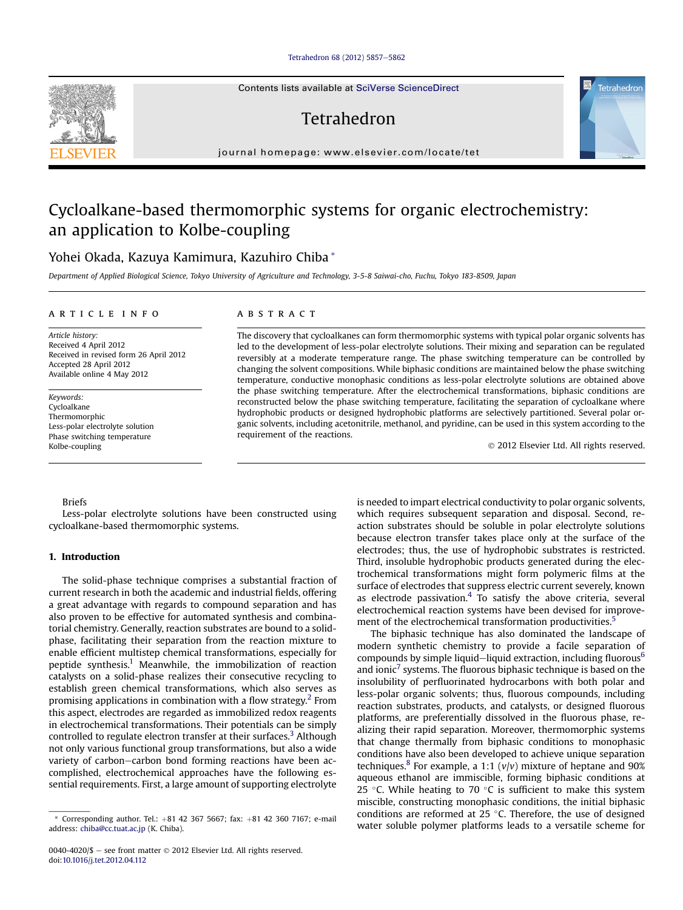# Cycloalkane-based thermomorphic systems for organic electrochemistry: an application to Kolbe-coupling

Yohei Okada, Kazuya Kamimura, Kazuhiro Chiba *

*Department of Applied Biological Science, Tokyo University of Agriculture and Technology, 3-5-8 Saiwai-cho, Fuchu, Tokyo 183-8509, Japan*

## ARTICLE INFO

*Article history:*
Received 4 April 2012
Received in revised form 26 April 2012
Accepted 28 April 2012
Available online 4 May 2012

*Keywords:*
Cycloalkane
Thermomorphic
Less-polar electrolyte solution
Phase switching temperature
Kolbe-coupling

## ABSTRACT

The discovery that cycloalkanes can form thermomorphic systems with typical polar organic solvents has led to the development of less-polar electrolyte solutions. Their mixing and separation can be regulated reversibly at a moderate temperature range. The phase switching temperature can be controlled by changing the solvent compositions. While biphasic conditions are maintained below the phase switching temperature, conductive monophasic conditions as less-polar electrolyte solutions are obtained above the phase switching temperature. After the electrochemical transformations, biphasic conditions are reconstructed below the phase switching temperature, facilitating the separation of cycloalkane where hydrophobic products or designed hydrophobic platforms are selectively partitioned. Several polar organic solvents, including acetonitrile, methanol, and pyridine, can be used in this system according to the requirement of the reactions.

© 2012 Elsevier Ltd. All rights reserved.

Briefs
Less-polar electrolyte solutions have been constructed using cycloalkane-based thermomorphic systems.

## 1. Introduction

The solid-phase technique comprises a substantial fraction of current research in both the academic and industrial fields, offering a great advantage with regards to compound separation and has also proven to be effective for automated synthesis and combinatorial chemistry. Generally, reaction substrates are bound to a solid-phase, facilitating their separation from the reaction mixture to enable efficient multistep chemical transformations, especially for peptide synthesis.[1] Meanwhile, the immobilization of reaction catalysts on a solid-phase realizes their consecutive recycling to establish green chemical transformations, which also serves as promising applications in combination with a flow strategy.[2] From this aspect, electrodes are regarded as immobilized redox reagents in electrochemical transformations. Their potentials can be simply controlled to regulate electron transfer at their surfaces.[3] Although not only various functional group transformations, but also a wide variety of carbon–carbon bond forming reactions have been accomplished, electrochemical approaches have the following essential requirements. First, a large amount of supporting electrolyte is needed to impart electrical conductivity to polar organic solvents, which requires subsequent separation and disposal. Second, reaction substrates should be soluble in polar electrolyte solutions because electron transfer takes place only at the surface of the electrodes; thus, the use of hydrophobic substrates is restricted. Third, insoluble hydrophobic products generated during the electrochemical transformations might form polymeric films at the surface of electrodes that suppress electric current severely, known as electrode passivation.[4] To satisfy the above criteria, several electrochemical reaction systems have been devised for improvement of the electrochemical transformation productivities.[5]

The biphasic technique has also dominated the landscape of modern synthetic chemistry to provide a facile separation of compounds by simple liquid–liquid extraction, including fluorous[6] and ionic[7] systems. The fluorous biphasic technique is based on the insolubility of perfluorinated hydrocarbons with both polar and less-polar organic solvents; thus, fluorous compounds, including reaction substrates, products, and catalysts, or designed fluorous platforms, are preferentially dissolved in the fluorous phase, realizing their rapid separation. Moreover, thermomorphic systems that change thermally from biphasic conditions to monophasic conditions have also been developed to achieve unique separation techniques.[8] For example, a 1:1 (*v*/*v*) mixture of heptane and 90% aqueous ethanol are immiscible, forming biphasic conditions at 25 °C. While heating to 70 °C is sufficient to make this system miscible, constructing monophasic conditions, the initial biphasic conditions are reformed at 25 °C. Therefore, the use of designed water soluble polymer platforms leads to a versatile scheme for

---

* Corresponding author. Tel.: +81 42 367 5667; fax: +81 42 360 7167; e-mail address: chiba@cc.tuat.ac.jp (K. Chiba).

0040-4020/$ – see front matter © 2012 Elsevier Ltd. All rights reserved.
doi:10.1016/j.tet.2012.04.112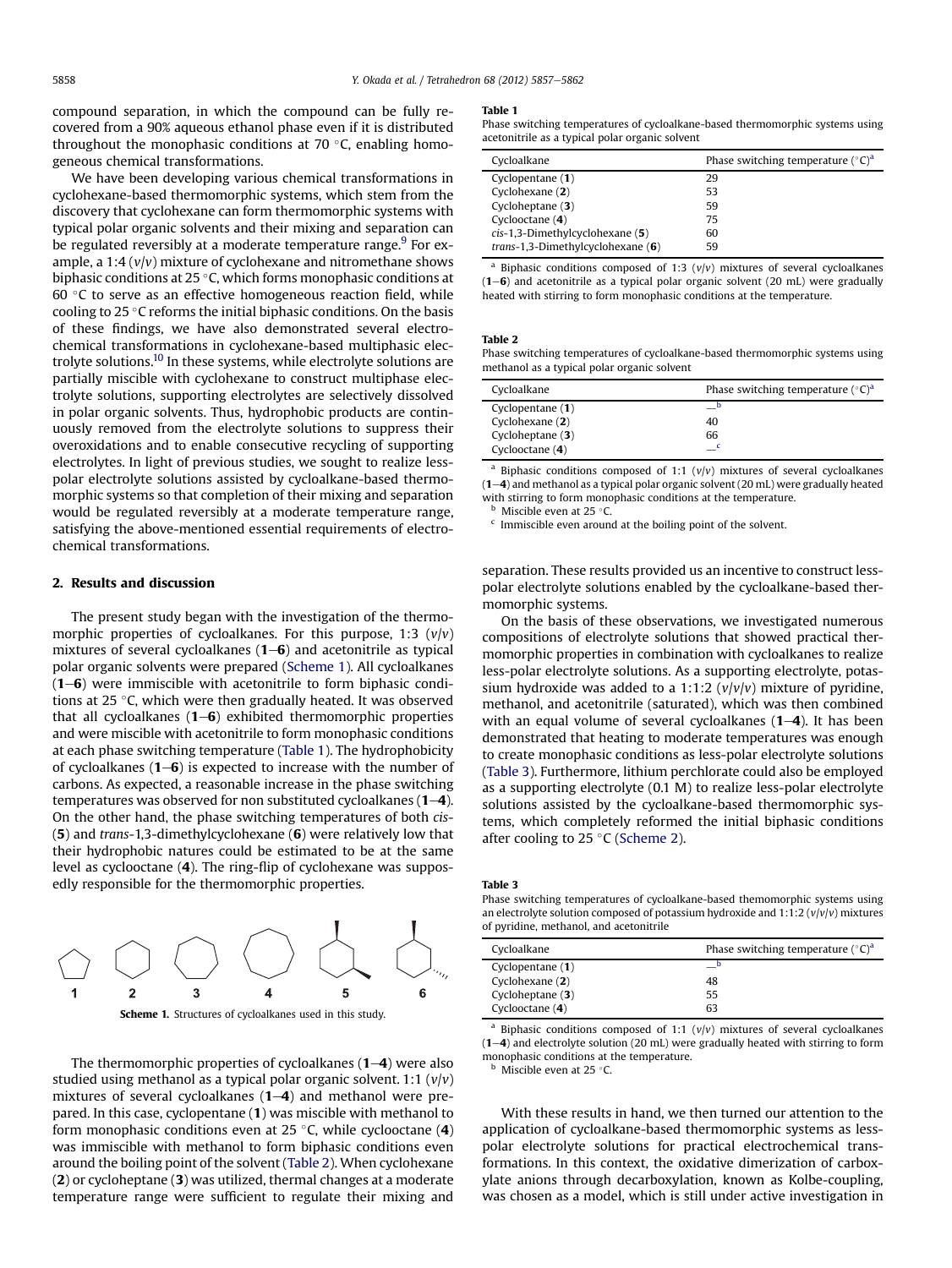compound separation, in which the compound can be fully recovered from a 90% aqueous ethanol phase even if it is distributed throughout the monophasic conditions at 70 °C, enabling homogeneous chemical transformations.

We have been developing various chemical transformations in cyclohexane-based thermomorphic systems, which stem from the discovery that cyclohexane can form thermomorphic systems with typical polar organic solvents and their mixing and separation can be regulated reversibly at a moderate temperature range.[9] For example, a 1:4 (*v*/*v*) mixture of cyclohexane and nitromethane shows biphasic conditions at 25 °C, which forms monophasic conditions at 60 °C to serve as an effective homogeneous reaction field, while cooling to 25 °C reforms the initial biphasic conditions. On the basis of these findings, we have also demonstrated several electrochemical transformations in cyclohexane-based multiphasic electrolyte solutions.[10] In these systems, while electrolyte solutions are partially miscible with cyclohexane to construct multiphase electrolyte solutions, supporting electrolytes are selectively dissolved in polar organic solvents. Thus, hydrophobic products are continuously removed from the electrolyte solutions to suppress their overoxidations and to enable consecutive recycling of supporting electrolytes. In light of previous studies, we sought to realize less-polar electrolyte solutions assisted by cycloalkane-based thermomorphic systems so that completion of their mixing and separation would be regulated reversibly at a moderate temperature range, satisfying the above-mentioned essential requirements of electrochemical transformations.

## 2. Results and discussion

The present study began with the investigation of the thermomorphic properties of cycloalkanes. For this purpose, 1:3 (*v*/*v*) mixtures of several cycloalkanes (**1**–**6**) and acetonitrile as typical polar organic solvents were prepared (Scheme 1). All cycloalkanes (**1**–**6**) were immiscible with acetonitrile to form biphasic conditions at 25 °C, which were then gradually heated. It was observed that all cycloalkanes (**1**–**6**) exhibited thermomorphic properties and were miscible with acetonitrile to form monophasic conditions at each phase switching temperature (Table 1). The hydrophobicity of cycloalkanes (**1**–**6**) is expected to increase with the number of carbons. As expected, a reasonable increase in the phase switching temperatures was observed for non substituted cycloalkanes (**1**–**4**). On the other hand, the phase switching temperatures of both *cis*-(**5**) and *trans*-1,3-dimethylcyclohexane (**6**) were relatively low that their hydrophobic natures could be estimated to be at the same level as cyclooctane (**4**). The ring-flip of cyclohexane was supposedly responsible for the thermomorphic properties.

**Scheme 1.** Structures of cycloalkanes used in this study.

The thermomorphic properties of cycloalkanes (**1**–**4**) were also studied using methanol as a typical polar organic solvent. 1:1 (*v*/*v*) mixtures of several cycloalkanes (**1**–**4**) and methanol were prepared. In this case, cyclopentane (**1**) was miscible with methanol to form monophasic conditions even at 25 °C, while cyclooctane (**4**) was immiscible with methanol to form biphasic conditions even around the boiling point of the solvent (Table 2). When cyclohexane (**2**) or cycloheptane (**3**) was utilized, thermal changes at a moderate temperature range were sufficient to regulate their mixing and separation. These results provided us an incentive to construct less-polar electrolyte solutions enabled by the cycloalkane-based thermomorphic systems.

**Table 1**
Phase switching temperatures of cycloalkane-based thermomorphic systems using acetonitrile as a typical polar organic solvent

| Cycloalkane | Phase switching temperature (°C)[a] |
|---|---|
| Cyclopentane (**1**) | 29 |
| Cyclohexane (**2**) | 53 |
| Cycloheptane (**3**) | 59 |
| Cyclooctane (**4**) | 75 |
| *cis*-1,3-Dimethylcyclohexane (**5**) | 60 |
| *trans*-1,3-Dimethylcyclohexane (**6**) | 59 |

[a] Biphasic conditions composed of 1:3 (*v*/*v*) mixtures of several cycloalkanes (**1**–**6**) and acetonitrile as a typical polar organic solvent (20 mL) were gradually heated with stirring to form monophasic conditions at the temperature.

**Table 2**
Phase switching temperatures of cycloalkane-based thermomorphic systems using methanol as a typical polar organic solvent

| Cycloalkane | Phase switching temperature (°C)[a] |
|---|---|
| Cyclopentane (**1**) | —[b] |
| Cyclohexane (**2**) | 40 |
| Cycloheptane (**3**) | 66 |
| Cyclooctane (**4**) | —[c] |

[a] Biphasic conditions composed of 1:1 (*v*/*v*) mixtures of several cycloalkanes (**1**–**4**) and methanol as a typical polar organic solvent (20 mL) were gradually heated with stirring to form monophasic conditions at the temperature.
[b] Miscible even at 25 °C.
[c] Immiscible even around at the boiling point of the solvent.

On the basis of these observations, we investigated numerous compositions of electrolyte solutions that showed practical thermomorphic properties in combination with cycloalkanes to realize less-polar electrolyte solutions. As a supporting electrolyte, potassium hydroxide was added to a 1:1:2 (*v*/*v*/*v*) mixture of pyridine, methanol, and acetonitrile (saturated), which was then combined with an equal volume of several cycloalkanes (**1**–**4**). It has been demonstrated that heating to moderate temperatures was enough to create monophasic conditions as less-polar electrolyte solutions (Table 3). Furthermore, lithium perchlorate could also be employed as a supporting electrolyte (0.1 M) to realize less-polar electrolyte solutions assisted by the cycloalkane-based thermomorphic systems, which completely reformed the initial biphasic conditions after cooling to 25 °C (Scheme 2).

**Table 3**
Phase switching temperatures of cycloalkane-based themomorphic systems using an electrolyte solution composed of potassium hydroxide and 1:1:2 (*v*/*v*/*v*) mixtures of pyridine, methanol, and acetonitrile

| Cycloalkane | Phase switching temperature (°C)[a] |
|---|---|
| Cyclopentane (**1**) | —[b] |
| Cyclohexane (**2**) | 48 |
| Cycloheptane (**3**) | 55 |
| Cyclooctane (**4**) | 63 |

[a] Biphasic conditions composed of 1:1 (*v*/*v*) mixtures of several cycloalkanes (**1**–**4**) and electrolyte solution (20 mL) were gradually heated with stirring to form monophasic conditions at the temperature.
[b] Miscible even at 25 °C.

With these results in hand, we then turned our attention to the application of cycloalkane-based thermomorphic systems as less-polar electrolyte solutions for practical electrochemical transformations. In this context, the oxidative dimerization of carboxylate anions through decarboxylation, known as Kolbe-coupling, was chosen as a model, which is still under active investigation in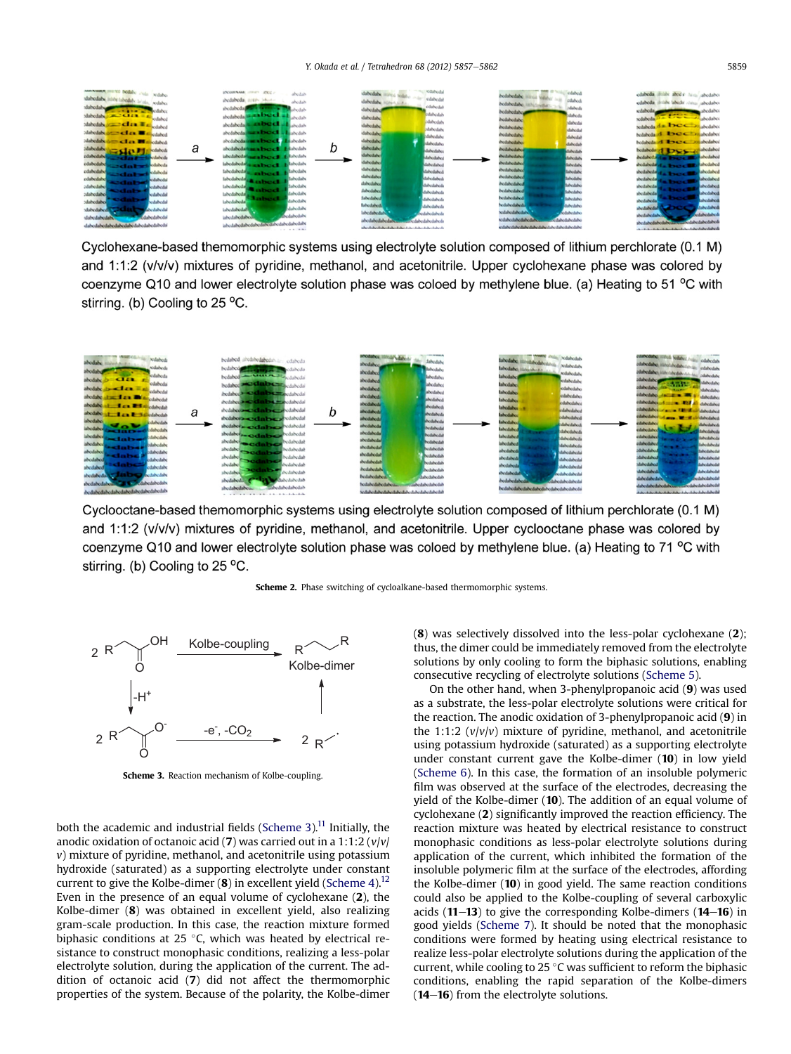Cyclohexane-based themomorphic systems using electrolyte solution composed of lithium perchlorate (0.1 M) and 1:1:2 (v/v/v) mixtures of pyridine, methanol, and acetonitrile. Upper cyclohexane phase was colored by coenzyme Q10 and lower electrolyte solution phase was coloed by methylene blue. (a) Heating to 51 °C with stirring. (b) Cooling to 25 °C.

Cyclooctane-based themomorphic systems using electrolyte solution composed of lithium perchlorate (0.1 M) and 1:1:2 (v/v/v) mixtures of pyridine, methanol, and acetonitrile. Upper cyclooctane phase was colored by coenzyme Q10 and lower electrolyte solution phase was coloed by methylene blue. (a) Heating to 71 °C with stirring. (b) Cooling to 25 °C.

**Scheme 2.** Phase switching of cycloalkane-based thermomorphic systems.

**Scheme 3.** Reaction mechanism of Kolbe-coupling.

both the academic and industrial fields (Scheme 3).[11] Initially, the anodic oxidation of octanoic acid (**7**) was carried out in a 1:1:2 (*v*/*v*/*v*) mixture of pyridine, methanol, and acetonitrile using potassium hydroxide (saturated) as a supporting electrolyte under constant current to give the Kolbe-dimer (**8**) in excellent yield (Scheme 4).[12] Even in the presence of an equal volume of cyclohexane (**2**), the Kolbe-dimer (**8**) was obtained in excellent yield, also realizing gram-scale production. In this case, the reaction mixture formed biphasic conditions at 25 °C, which was heated by electrical resistance to construct monophasic conditions, realizing a less-polar electrolyte solution, during the application of the current. The addition of octanoic acid (**7**) did not affect the thermomorphic properties of the system. Because of the polarity, the Kolbe-dimer (**8**) was selectively dissolved into the less-polar cyclohexane (**2**); thus, the dimer could be immediately removed from the electrolyte solutions by only cooling to form the biphasic solutions, enabling consecutive recycling of electrolyte solutions (Scheme 5).

On the other hand, when 3-phenylpropanoic acid (**9**) was used as a substrate, the less-polar electrolyte solutions were critical for the reaction. The anodic oxidation of 3-phenylpropanoic acid (**9**) in the 1:1:2 (*v*/*v*/*v*) mixture of pyridine, methanol, and acetonitrile using potassium hydroxide (saturated) as a supporting electrolyte under constant current gave the Kolbe-dimer (**10**) in low yield (Scheme 6). In this case, the formation of an insoluble polymeric film was observed at the surface of the electrodes, decreasing the yield of the Kolbe-dimer (**10**). The addition of an equal volume of cyclohexane (**2**) significantly improved the reaction efficiency. The reaction mixture was heated by electrical resistance to construct monophasic conditions as less-polar electrolyte solutions during application of the current, which inhibited the formation of the insoluble polymeric film at the surface of the electrodes, affording the Kolbe-dimer (**10**) in good yield. The same reaction conditions could also be applied to the Kolbe-coupling of several carboxylic acids (**11**–**13**) to give the corresponding Kolbe-dimers (**14**–**16**) in good yields (Scheme 7). It should be noted that the monophasic conditions were formed by heating using electrical resistance to realize less-polar electrolyte solutions during the application of the current, while cooling to 25 °C was sufficient to reform the biphasic conditions, enabling the rapid separation of the Kolbe-dimers (**14**–**16**) from the electrolyte solutions.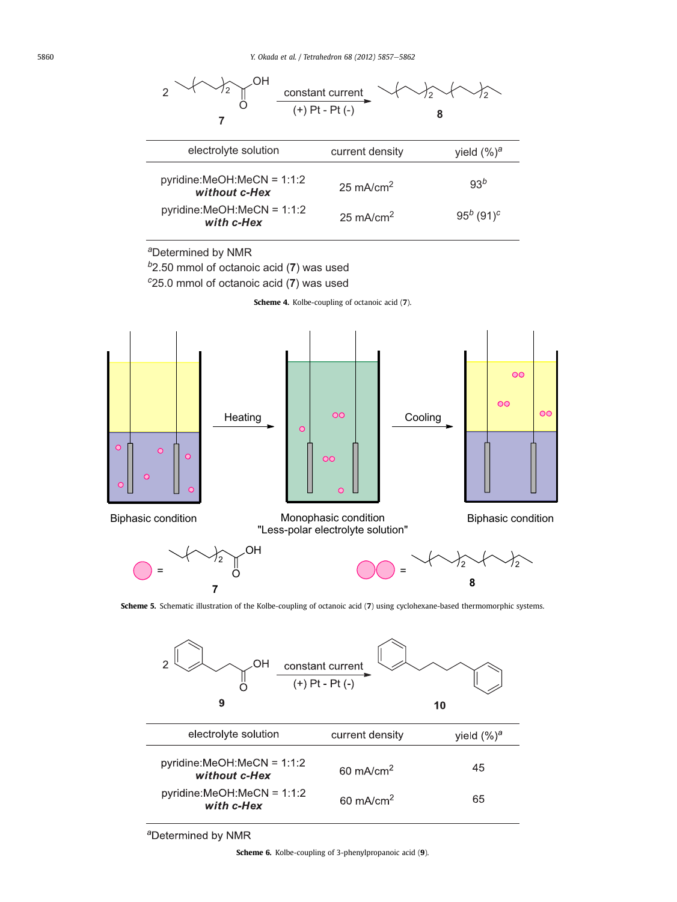2 **7** → constant current (+) Pt - Pt (-) → **8**

| electrolyte solution | current density | yield (%)[a] |
|---|---|---|
| pyridine:MeOH:MeCN = 1:1:2 ***without c-Hex*** | 25 mA/cm$^2$ | 93[b] |
| pyridine:MeOH:MeCN = 1:1:2 ***with c-Hex*** | 25 mA/cm$^2$ | 95[b] (91)[c] |

[a]Determined by NMR

[b]2.50 mmol of octanoic acid (**7**) was used

[c]25.0 mmol of octanoic acid (**7**) was used

**Scheme 4.** Kolbe-coupling of octanoic acid (**7**).

Biphasic condition → Heating → Monophasic condition "Less-polar electrolyte solution" → Cooling → Biphasic condition

● = **7**  ●● = **8**

**Scheme 5.** Schematic illustration of the Kolbe-coupling of octanoic acid (**7**) using cyclohexane-based thermomorphic systems.

2 **9** → constant current (+) Pt - Pt (-) → **10**

| electrolyte solution | current density | yield (%)[a] |
|---|---|---|
| pyridine:MeOH:MeCN = 1:1:2 ***without c-Hex*** | 60 mA/cm$^2$ | 45 |
| pyridine:MeOH:MeCN = 1:1:2 ***with c-Hex*** | 60 mA/cm$^2$ | 65 |

[a]Determined by NMR

**Scheme 6.** Kolbe-coupling of 3-phenylpropanoic acid (**9**).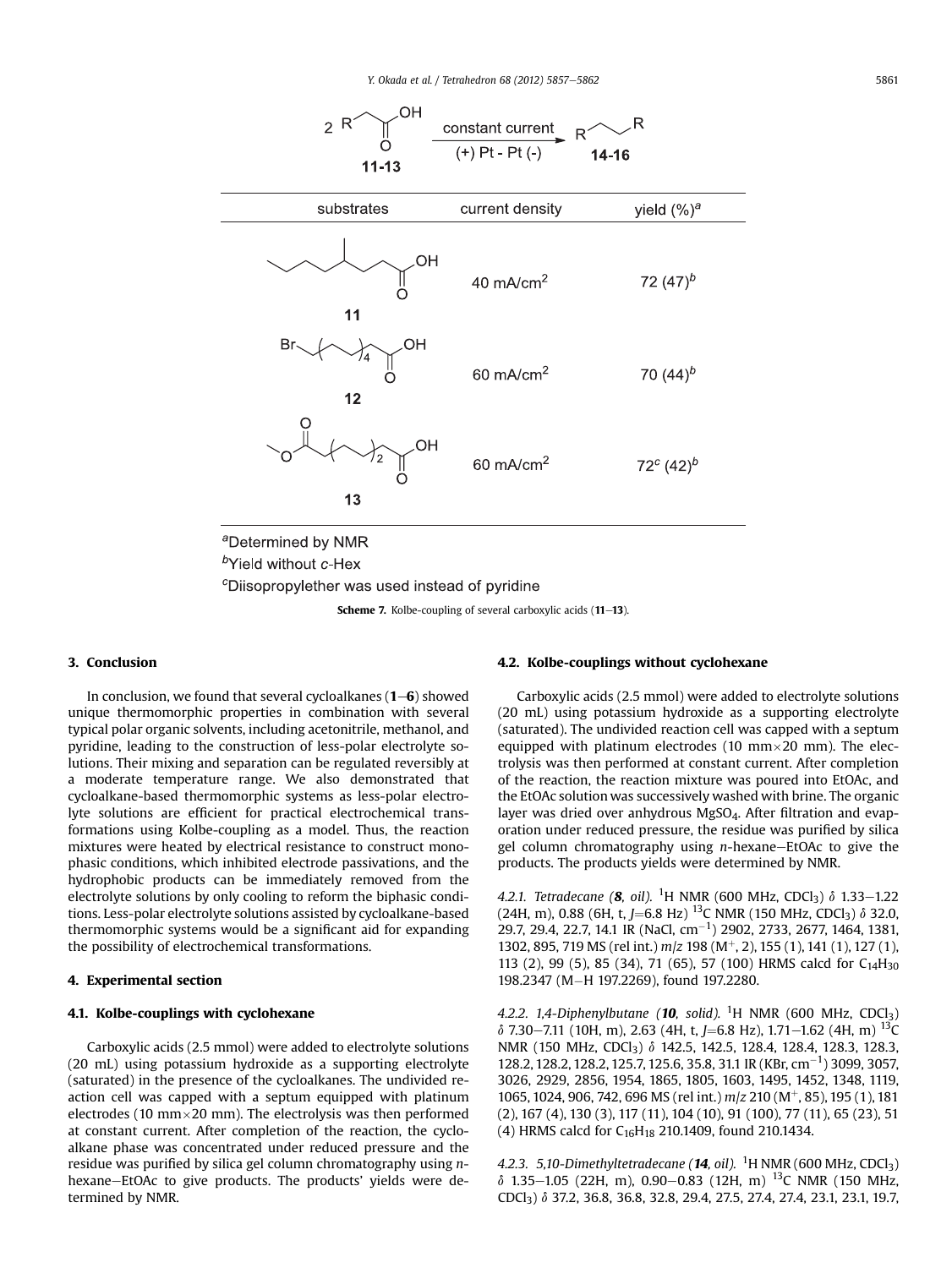2 R–CH₂–COOH **11-13** → constant current, (+) Pt - Pt (-) → R–CH₂–CH₂–R **14-16**

| substrates | current density | yield (%)[a] |
| --- | --- | --- |
| **11** | 40 mA/cm$^2$ | 72 (47)[b] |
| **12** | 60 mA/cm$^2$ | 70 (44)[b] |
| **13** | 60 mA/cm$^2$ | 72[c] (42)[b] |

[a]Determined by NMR

[b]Yield without c-Hex

[c]Diisopropylether was used instead of pyridine

**Scheme 7.** Kolbe-coupling of several carboxylic acids (**11**–**13**).

## 3. Conclusion

In conclusion, we found that several cycloalkanes (**1**–**6**) showed unique thermomorphic properties in combination with several typical polar organic solvents, including acetonitrile, methanol, and pyridine, leading to the construction of less-polar electrolyte solutions. Their mixing and separation can be regulated reversibly at a moderate temperature range. We also demonstrated that cycloalkane-based thermomorphic systems as less-polar electrolyte solutions are efficient for practical electrochemical transformations using Kolbe-coupling as a model. Thus, the reaction mixtures were heated by electrical resistance to construct monophasic conditions, which inhibited electrode passivations, and the hydrophobic products can be immediately removed from the electrolyte solutions by only cooling to reform the biphasic conditions. Less-polar electrolyte solutions assisted by cycloalkane-based thermomorphic systems would be a significant aid for expanding the possibility of electrochemical transformations.

## 4. Experimental section

### 4.1. Kolbe-couplings with cyclohexane

Carboxylic acids (2.5 mmol) were added to electrolyte solutions (20 mL) using potassium hydroxide as a supporting electrolyte (saturated) in the presence of the cycloalkanes. The undivided reaction cell was capped with a septum equipped with platinum electrodes (10 mm×20 mm). The electrolysis was then performed at constant current. After completion of the reaction, the cycloalkane phase was concentrated under reduced pressure and the residue was purified by silica gel column chromatography using *n*-hexane–EtOAc to give products. The products' yields were determined by NMR.

### 4.2. Kolbe-couplings without cyclohexane

Carboxylic acids (2.5 mmol) were added to electrolyte solutions (20 mL) using potassium hydroxide as a supporting electrolyte (saturated). The undivided reaction cell was capped with a septum equipped with platinum electrodes (10 mm×20 mm). The electrolysis was then performed at constant current. After completion of the reaction, the reaction mixture was poured into EtOAc, and the EtOAc solution was successively washed with brine. The organic layer was dried over anhydrous $MgSO_4$. After filtration and evaporation under reduced pressure, the residue was purified by silica gel column chromatography using *n*-hexane–EtOAc to give the products. The products yields were determined by NMR.

*4.2.1. Tetradecane (**8**, oil).* $^1$H NMR (600 MHz, $CDCl_3$) δ 1.33–1.22 (24H, m), 0.88 (6H, t, *J*=6.8 Hz) $^{13}$C NMR (150 MHz, $CDCl_3$) δ 32.0, 29.7, 29.4, 22.7, 14.1 IR (NaCl, cm$^{-1}$) 2902, 2733, 2677, 1464, 1381, 1302, 895, 719 MS (rel int.) *m*/*z* 198 (M$^+$, 2), 155 (1), 141 (1), 127 (1), 113 (2), 99 (5), 85 (34), 71 (65), 57 (100) HRMS calcd for $C_{14}H_{30}$ 198.2347 (M–H 197.2269), found 197.2280.

*4.2.2. 1,4-Diphenylbutane (**10**, solid).* $^1$H NMR (600 MHz, $CDCl_3$) δ 7.30–7.11 (10H, m), 2.63 (4H, t, *J*=6.8 Hz), 1.71–1.62 (4H, m) $^{13}$C NMR (150 MHz, $CDCl_3$) δ 142.5, 142.5, 128.4, 128.4, 128.3, 128.3, 128.2, 128.2, 128.2, 125.7, 125.6, 35.8, 31.1 IR (KBr, cm$^{-1}$) 3099, 3057, 3026, 2929, 2856, 1954, 1865, 1805, 1603, 1495, 1452, 1348, 1119, 1065, 1024, 906, 742, 696 MS (rel int.) *m*/*z* 210 (M$^+$, 85), 195 (1), 181 (2), 167 (4), 130 (3), 117 (11), 104 (10), 91 (100), 77 (11), 65 (23), 51 (4) HRMS calcd for $C_{16}H_{18}$ 210.1409, found 210.1434.

*4.2.3. 5,10-Dimethyltetradecane (**14**, oil).* $^1$H NMR (600 MHz, $CDCl_3$) δ 1.35–1.05 (22H, m), 0.90–0.83 (12H, m) $^{13}$C NMR (150 MHz, $CDCl_3$) δ 37.2, 36.8, 36.8, 32.8, 29.4, 27.5, 27.4, 27.4, 23.1, 23.1, 19.7,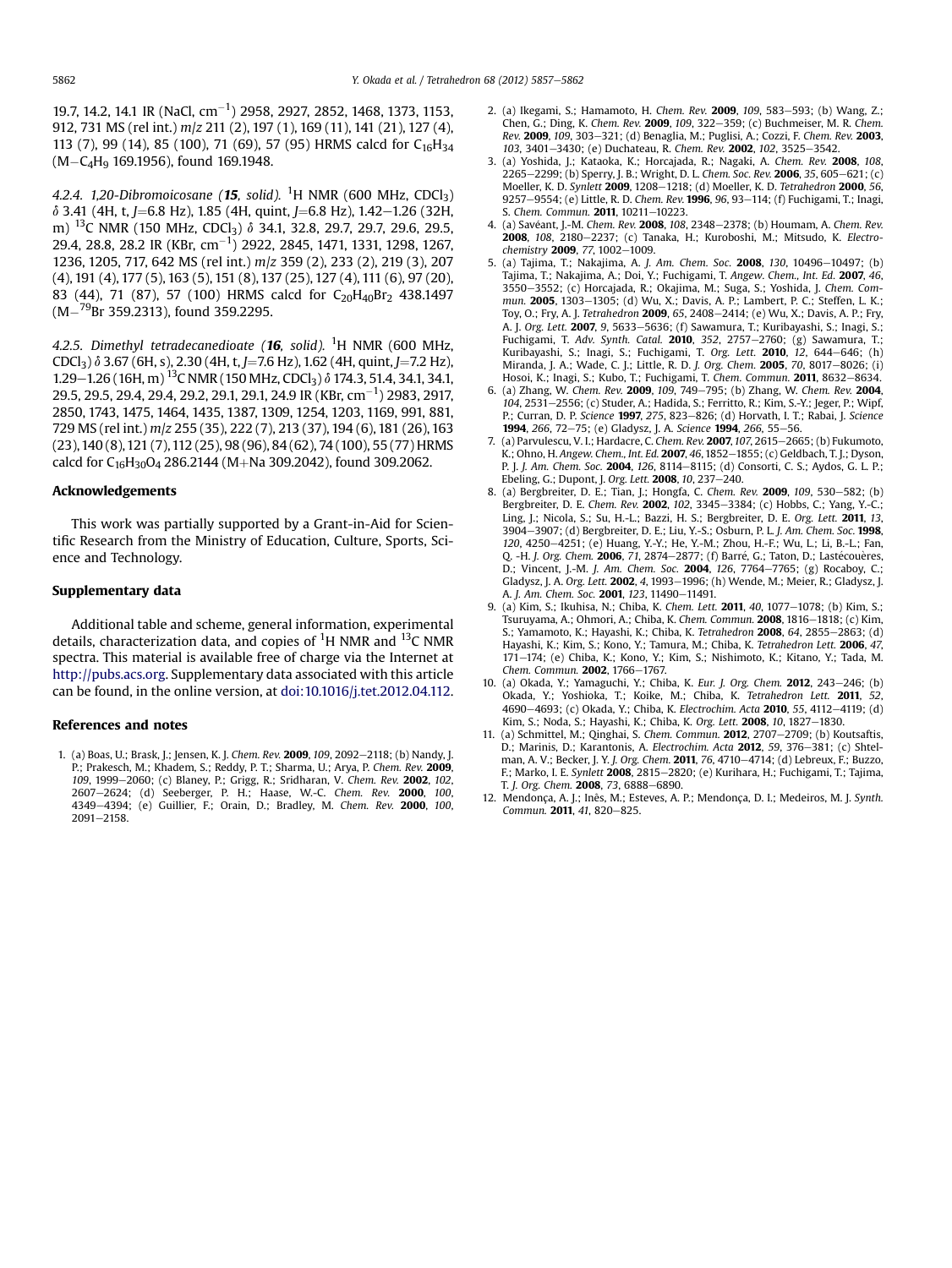19.7, 14.2, 14.1 IR (NaCl, $cm^{-1}$) 2958, 2927, 2852, 1468, 1373, 1153, 912, 731 MS (rel int.) $m/z$ 211 (2), 197 (1), 169 (11), 141 (21), 127 (4), 113 (7), 99 (14), 85 (100), 71 (69), 57 (95) HRMS calcd for $C_{16}H_{34}$ ($M-C_4H_9$ 169.1956), found 169.1948.

*4.2.4. 1,20-Dibromoicosane (**15**, solid).* $^1$H NMR (600 MHz, $CDCl_3$) $\delta$ 3.41 (4H, t, $J$=6.8 Hz), 1.85 (4H, quint, $J$=6.8 Hz), 1.42–1.26 (32H, m) $^{13}$C NMR (150 MHz, $CDCl_3$) $\delta$ 34.1, 32.8, 29.7, 29.7, 29.6, 29.5, 29.4, 28.8, 28.2 IR (KBr, $cm^{-1}$) 2922, 2845, 1471, 1331, 1298, 1267, 1236, 1205, 717, 642 MS (rel int.) $m/z$ 359 (2), 233 (2), 219 (3), 207 (4), 191 (4), 177 (5), 163 (5), 151 (8), 137 (25), 127 (4), 111 (6), 97 (20), 83 (44), 71 (87), 57 (100) HRMS calcd for $C_{20}H_{40}Br_2$ 438.1497 ($M-^{79}Br$ 359.2313), found 359.2295.

*4.2.5. Dimethyl tetradecanedioate (**16**, solid).* $^1$H NMR (600 MHz, $CDCl_3$) $\delta$ 3.67 (6H, s), 2.30 (4H, t, $J$=7.6 Hz), 1.62 (4H, quint, $J$=7.2 Hz), 1.29–1.26 (16H, m) $^{13}$C NMR (150 MHz, $CDCl_3$) $\delta$ 174.3, 51.4, 34.1, 34.1, 29.5, 29.5, 29.4, 29.4, 29.2, 29.1, 29.1, 24.9 IR (KBr, $cm^{-1}$) 2983, 2917, 2850, 1743, 1475, 1464, 1435, 1387, 1309, 1254, 1203, 1169, 991, 881, 729 MS (rel int.) $m/z$ 255 (35), 222 (7), 213 (37), 194 (6), 181 (26), 163 (23), 140 (8), 121 (7), 112 (25), 98 (96), 84 (62), 74 (100), 55 (77) HRMS calcd for $C_{16}H_{30}O_4$ 286.2144 (M+Na 309.2042), found 309.2062.

## Acknowledgements

This work was partially supported by a Grant-in-Aid for Scientific Research from the Ministry of Education, Culture, Sports, Science and Technology.

## Supplementary data

Additional table and scheme, general information, experimental details, characterization data, and copies of $^1$H NMR and $^{13}$C NMR spectra. This material is available free of charge via the Internet at http://pubs.acs.org. Supplementary data associated with this article can be found, in the online version, at doi:10.1016/j.tet.2012.04.112.

## References and notes

1. (a) Boas, U.; Brask, J.; Jensen, K. J. *Chem. Rev.* **2009**, *109*, 2092–2118; (b) Nandy, J. P.; Prakesch, M.; Khadem, S.; Reddy, P. T.; Sharma, U.; Arya, P. *Chem. Rev.* **2009**, *109*, 1999–2060; (c) Blaney, P.; Grigg, R.; Sridharan, V. *Chem. Rev.* **2002**, *102*, 2607–2624; (d) Seeberger, P. H.; Haase, W.-C. *Chem. Rev.* **2000**, *100*, 4349–4394; (e) Guillier, F.; Orain, D.; Bradley, M. *Chem. Rev.* **2000**, *100*, 2091–2158.
2. (a) Ikegami, S.; Hamamoto, H. *Chem. Rev.* **2009**, *109*, 583–593; (b) Wang, Z.; Chen, G.; Ding, K. *Chem. Rev.* **2009**, *109*, 322–359; (c) Buchmeiser, M. R. *Chem. Rev.* **2009**, *109*, 303–321; (d) Benaglia, M.; Puglisi, A.; Cozzi, F. *Chem. Rev.* **2003**, *103*, 3401–3430; (e) Duchateau, R. *Chem. Rev.* **2002**, *102*, 3525–3542.
3. (a) Yoshida, J.; Kataoka, K.; Horcajada, R.; Nagaki, A. *Chem. Rev.* **2008**, *108*, 2265–2299; (b) Sperry, J. B.; Wright, D. L. *Chem. Soc. Rev.* **2006**, *35*, 605–621; (c) Moeller, K. D. *Synlett* **2009**, 1208–1218; (d) Moeller, K. D. *Tetrahedron* **2000**, *56*, 9257–9554; (e) Little, R. D. *Chem. Rev.* **1996**, *96*, 93–114; (f) Fuchigami, T.; Inagi, S. *Chem. Commun.* **2011**, 10211–10223.
4. (a) Savéant, J.-M. *Chem. Rev.* **2008**, *108*, 2348–2378; (b) Houmam, A. *Chem. Rev.* **2008**, *108*, 2180–2237; (c) Tanaka, H.; Kuroboshi, M.; Mitsudo, K. *Electrochemistry* **2009**, *77*, 1002–1009.
5. (a) Tajima, T.; Nakajima, A. *J. Am. Chem. Soc.* **2008**, *130*, 10496–10497; (b) Tajima, T.; Nakajima, A.; Doi, Y.; Fuchigami, T. *Angew. Chem., Int. Ed.* **2007**, *46*, 3550–3552; (c) Horcajada, R.; Okajima, M.; Suga, S.; Yoshida, J. *Chem. Commun.* **2005**, 1303–1305; (d) Wu, X.; Davis, A. P.; Lambert, P. C.; Steffen, L. K.; Toy, O.; Fry, A. J. *Tetrahedron* **2009**, *65*, 2408–2414; (e) Wu, X.; Davis, A. P.; Fry, A. J. *Org. Lett.* **2007**, *9*, 5633–5636; (f) Sawamura, T.; Kuribayashi, S.; Inagi, S.; Fuchigami, T. *Adv. Synth. Catal.* **2010**, *352*, 2757–2760; (g) Sawamura, T.; Kuribayashi, S.; Inagi, S.; Fuchigami, T. *Org. Lett.* **2010**, *12*, 644–646; (h) Miranda, J. A.; Wade, C. J.; Little, R. D. *J. Org. Chem.* **2005**, *70*, 8017–8026; (i) Hosoi, K.; Inagi, S.; Kubo, T.; Fuchigami, T. *Chem. Commun.* **2011**, 8632–8634.
6. (a) Zhang, W. *Chem. Rev.* **2009**, *109*, 749–795; (b) Zhang, W. *Chem. Rev.* **2004**, *104*, 2531–2556; (c) Studer, A.; Hadida, S.; Ferritto, R.; Kim, S.-Y.; Jeger, P.; Wipf, P.; Curran, D. P. *Science* **1997**, *275*, 823–826; (d) Horvath, I. T.; Rabai, J. *Science* **1994**, *266*, 72–75; (e) Gladysz, J. A. *Science* **1994**, *266*, 55–56.
7. (a) Parvulescu, V. I.; Hardacre, C. *Chem. Rev.* **2007**, *107*, 2615–2665; (b) Fukumoto, K.; Ohno, H. *Angew. Chem., Int. Ed.* **2007**, *46*, 1852–1855; (c) Geldbach, T. J.; Dyson, P. J. *J. Am. Chem. Soc.* **2004**, *126*, 8114–8115; (d) Consorti, C. S.; Aydos, G. L. P.; Ebeling, G.; Dupont, J. *Org. Lett.* **2008**, *10*, 237–240.
8. (a) Bergbreiter, D. E.; Tian, J.; Hongfa, C. *Chem. Rev.* **2009**, *109*, 530–582; (b) Bergbreiter, D. E. *Chem. Rev.* **2002**, *102*, 3345–3384; (c) Hobbs, C.; Yang, Y.-C.; Ling, J.; Nicola, S.; Su, H.-L.; Bazzi, H. S.; Bergbreiter, D. E. *Org. Lett.* **2011**, *13*, 3904–3907; (d) Bergbreiter, D. E.; Liu, Y.-S.; Osburn, P. L. *J. Am. Chem. Soc.* **1998**, *120*, 4250–4251; (e) Huang, Y.-Y.; He, Y.-M.; Zhou, H.-F.; Wu, L.; Li, B.-L.; Fan, Q. -H. *J. Org. Chem.* **2006**, *71*, 2874–2877; (f) Barré, G.; Taton, D.; Lastécouères, D.; Vincent, J.-M. *J. Am. Chem. Soc.* **2004**, *126*, 7764–7765; (g) Rocaboy, C.; Gladysz, J. A. *Org. Lett.* **2002**, *4*, 1993–1996; (h) Wende, M.; Meier, R.; Gladysz, J. A. *J. Am. Chem. Soc.* **2001**, *123*, 11490–11491.
9. (a) Kim, S.; Ikuhisa, N.; Chiba, K. *Chem. Lett.* **2011**, *40*, 1077–1078; (b) Kim, S.; Tsuruyama, A.; Ohmori, A.; Chiba, K. *Chem. Commun.* **2008**, 1816–1818; (c) Kim, S.; Yamamoto, K.; Hayashi, K.; Chiba, K. *Tetrahedron* **2008**, *64*, 2855–2863; (d) Hayashi, K.; Kim, S.; Kono, Y.; Tamura, M.; Chiba, K. *Tetrahedron Lett.* **2006**, *47*, 171–174; (e) Chiba, K.; Kono, Y.; Kim, S.; Nishimoto, K.; Kitano, Y.; Tada, M. *Chem. Commun.* **2002**, 1766–1767.
10. (a) Okada, Y.; Yamaguchi, Y.; Chiba, K. *Eur. J. Org. Chem.* **2012**, 243–246; (b) Okada, Y.; Yoshioka, T.; Koike, M.; Chiba, K. *Tetrahedron Lett.* **2011**, *52*, 4690–4693; (c) Okada, Y.; Chiba, K. *Electrochim. Acta* **2010**, *55*, 4112–4119; (d) Kim, S.; Noda, S.; Hayashi, K.; Chiba, K. *Org. Lett.* **2008**, *10*, 1827–1830.
11. (a) Schmittel, M.; Qinghai, S. *Chem. Commun.* **2012**, 2707–2709; (b) Koutsaftis, D.; Marinis, D.; Karantonis, A. *Electrochim. Acta* **2012**, *59*, 376–381; (c) Shtelman, A. V.; Becker, J. Y. *J. Org. Chem.* **2011**, *76*, 4710–4714; (d) Lebreux, F.; Buzzo, F.; Marko, I. E. *Synlett* **2008**, 2815–2820; (e) Kurihara, H.; Fuchigami, T.; Tajima, T. *J. Org. Chem.* **2008**, *73*, 6888–6890.
12. Mendonça, A. J.; Inês, M.; Esteves, A. P.; Mendonça, D. I.; Medeiros, M. J. *Synth. Commun.* **2011**, *41*, 820–825.